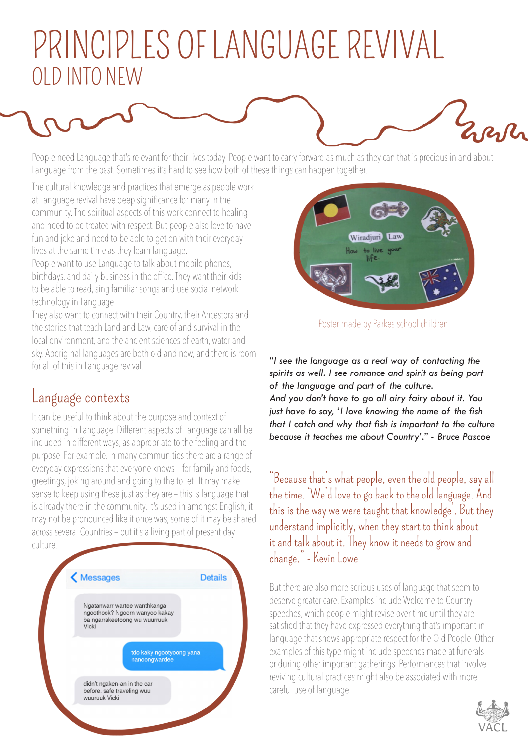# PRINCIPLES OF LANGUAGE REVIVAL

## OLD INTO NEW

People need Language that's relevant for their lives today. People want to carry forward as much as they can that is precious in and about Language from the past. Sometimes it's hard to see how both of these things can happen together.

The cultural knowledge and practices that emerge as people work at Language revival have deep significance for many in the community. The spiritual aspects of this work connect to healing and need to be treated with respect. But people also love to have fun and joke and need to be able to get on with their everyday lives at the same time as they learn language.

People want to use Language to talk about mobile phones, birthdays, and daily business in the office. They want their kids to be able to read, sing familiar songs and use social network technology in Language.

They also want to connect with their Country, their Ancestors and the stories that teach Land and Law, care of and survival in the local environment, and the ancient sciences of earth, water and sky. Aboriginal languages are both old and new, and there is room for all of this in Language revival.

Poster made by Parkes school children

*"I see the language as a real way of contacting the spirits as well. I see romance and spirit as being part of the language and part of the culture. And you don't have to go all airy fairy about it. You just have to say, 'I love knowing the name of the fish that I catch and why that fish is important to the culture because it teaches me about Country'." - Bruce Pascoe*

## Language contexts

It can be useful to think about the purpose and context of something in Language. Different aspects of Language can all be included in different ways, as appropriate to the feeling and the purpose. For example, in many communities there are a range of everyday expressions that everyone knows – for family and foods, greetings, joking around and going to the toilet! It may make sense to keep using these just as they are – this is language that is already there in the community. It's used in amongst English, it may not be pronounced like it once was, some of it may be shared across several Countries – but it's a living part of present day culture.

"Because that's what people, even the old people, say all the time. 'We'd love to go back to the old language. And this is the way we were taught that knowledge'. But they understand implicitly, when they start to think about it and talk about it. They know it needs to grow and change." - Kevin Lowe

But there are also more serious uses of language that seem to deserve greater care. Examples include Welcome to Country speeches, which people might revise over time until they are satisfied that they have expressed everything that's important in language that shows appropriate respect for the Old People. Other examples of this type might include speeches made at funerals or during other important gatherings. Performances that involve reviving cultural practices might also be associated with more careful use of language.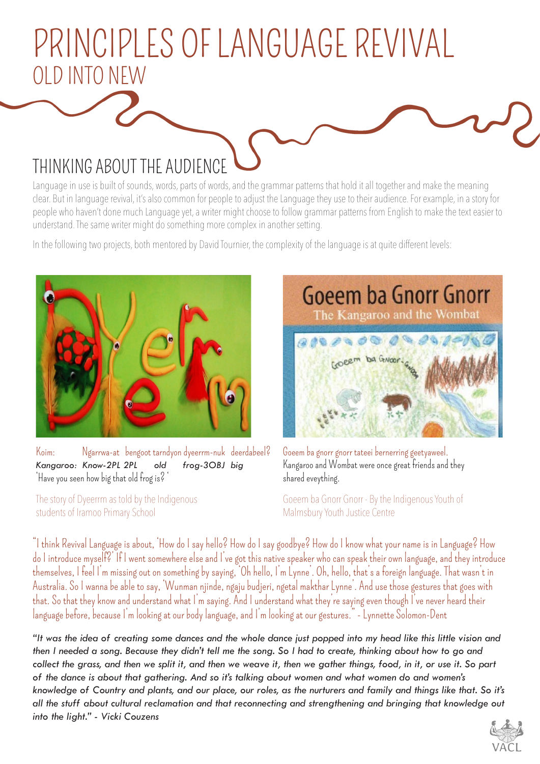# PRINCIPLES OF LANGUAGE REVIVAL

## OLD INTO NEW

### THINKING ABOUT THE AUDIENCE

Language in use is built of sounds, words, parts of words, and the grammar patterns that hold it all together and make the meaning clear. But in language revival, it's also common for people to adjust the Language they use to their audience. For example, in a story for people who haven't done much Language yet, a writer might choose to follow grammar patterns from English to make the text easier to understand. The same writer might do something more complex in another setting.

In the following two projects, both mentored by David Tournier, the complexity of the language is at quite different levels:

Koim: Ngarrwa-at bengoot tarndyon dyeerrm-nuk deerdabeel?
*Kangaroo: Know-2PL 2PL old frog-3OBJ big*
'Have you seen how big that old frog is?'

The story of Dyeerrm as told by the Indigenous students of Iramoo Primary School

Goeem ba gnorr gnorr tateei bernerring geetyaweel.
Kangaroo and Wombat were once great friends and they shared eveything.

Goeem ba Gnorr Gnorr - By the Indigenous Youth of Malmsbury Youth Justice Centre

"I think Revival Language is about, 'How do I say hello? How do I say goodbye? How do I know what your name is in Language? How do I introduce myself?' If I went somewhere else and I've got this native speaker who can speak their own language, and they introduce themselves, I feel I'm missing out on something by saying, 'Oh hello, I'm Lynne'. Oh, hello, that's a foreign language. That wasn't in Australia. So I wanna be able to say, 'Wunman njinde, ngaju budjeri, ngetal makthar Lynne'. And use those gestures that goes with that. So that they know and understand what I'm saying. And I understand what they're saying even though I've never heard their language before, because I'm looking at our body language, and I'm looking at our gestures." - Lynnette Solomon-Dent

*"It was the idea of creating some dances and the whole dance just popped into my head like this little vision and then I needed a song. Because they didn't tell me the song. So I had to create, thinking about how to go and collect the grass, and then we split it, and then we weave it, then we gather things, food, in it, or use it. So part of the dance is about that gathering. And so it's talking about women and what women do and women's knowledge of Country and plants, and our place, our roles, as the nurturers and family and things like that. So it's all the stuff about cultural reclamation and that reconnecting and strengthening and bringing that knowledge out into the light." - Vicki Couzens*